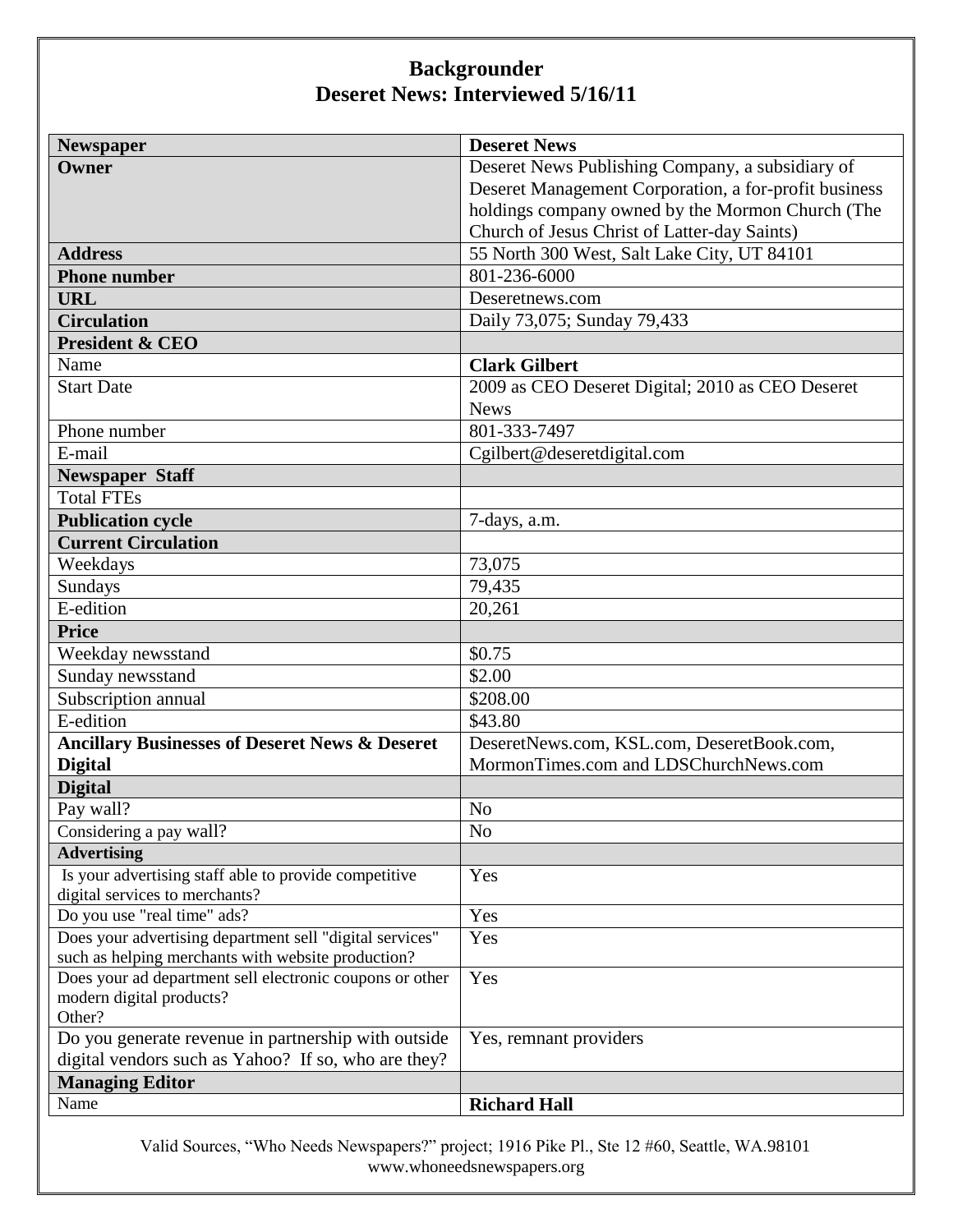# Backgrounder
## Deseret News: Interviewed 5/16/11

| **Newspaper** | **Deseret News** |
|---|---|
| **Owner** | Deseret News Publishing Company, a subsidiary of Deseret Management Corporation, a for-profit business holdings company owned by the Mormon Church (The Church of Jesus Christ of Latter-day Saints) |
| **Address** | 55 North 300 West, Salt Lake City, UT 84101 |
| **Phone number** | 801-236-6000 |
| **URL** | Deseretnews.com |
| **Circulation** | Daily 73,075; Sunday 79,433 |
| **President & CEO** | |
| Name | **Clark Gilbert** |
| Start Date | 2009 as CEO Deseret Digital; 2010 as CEO Deseret News |
| Phone number | 801-333-7497 |
| E-mail | Cgilbert@deseretdigital.com |
| **Newspaper Staff** | |
| Total FTEs | |
| **Publication cycle** | 7-days, a.m. |
| **Current Circulation** | |
| Weekdays | 73,075 |
| Sundays | 79,435 |
| E-edition | 20,261 |
| **Price** | |
| Weekday newsstand | $0.75 |
| Sunday newsstand | $2.00 |
| Subscription annual | $208.00 |
| E-edition | $43.80 |
| **Ancillary Businesses of Deseret News & Deseret Digital** | DeseretNews.com, KSL.com, DeseretBook.com, MormonTimes.com and LDSChurchNews.com |
| **Digital** | |
| Pay wall? | No |
| Considering a pay wall? | No |
| **Advertising** | |
| Is your advertising staff able to provide competitive digital services to merchants? | Yes |
| Do you use "real time" ads? | Yes |
| Does your advertising department sell "digital services" such as helping merchants with website production? | Yes |
| Does your ad department sell electronic coupons or other modern digital products? Other? | Yes |
| Do you generate revenue in partnership with outside digital vendors such as Yahoo? If so, who are they? | Yes, remnant providers |
| **Managing Editor** | |
| Name | **Richard Hall** |

Valid Sources, "Who Needs Newspapers?" project; 1916 Pike Pl., Ste 12 #60, Seattle, WA.98101
www.whoneedsnewspapers.org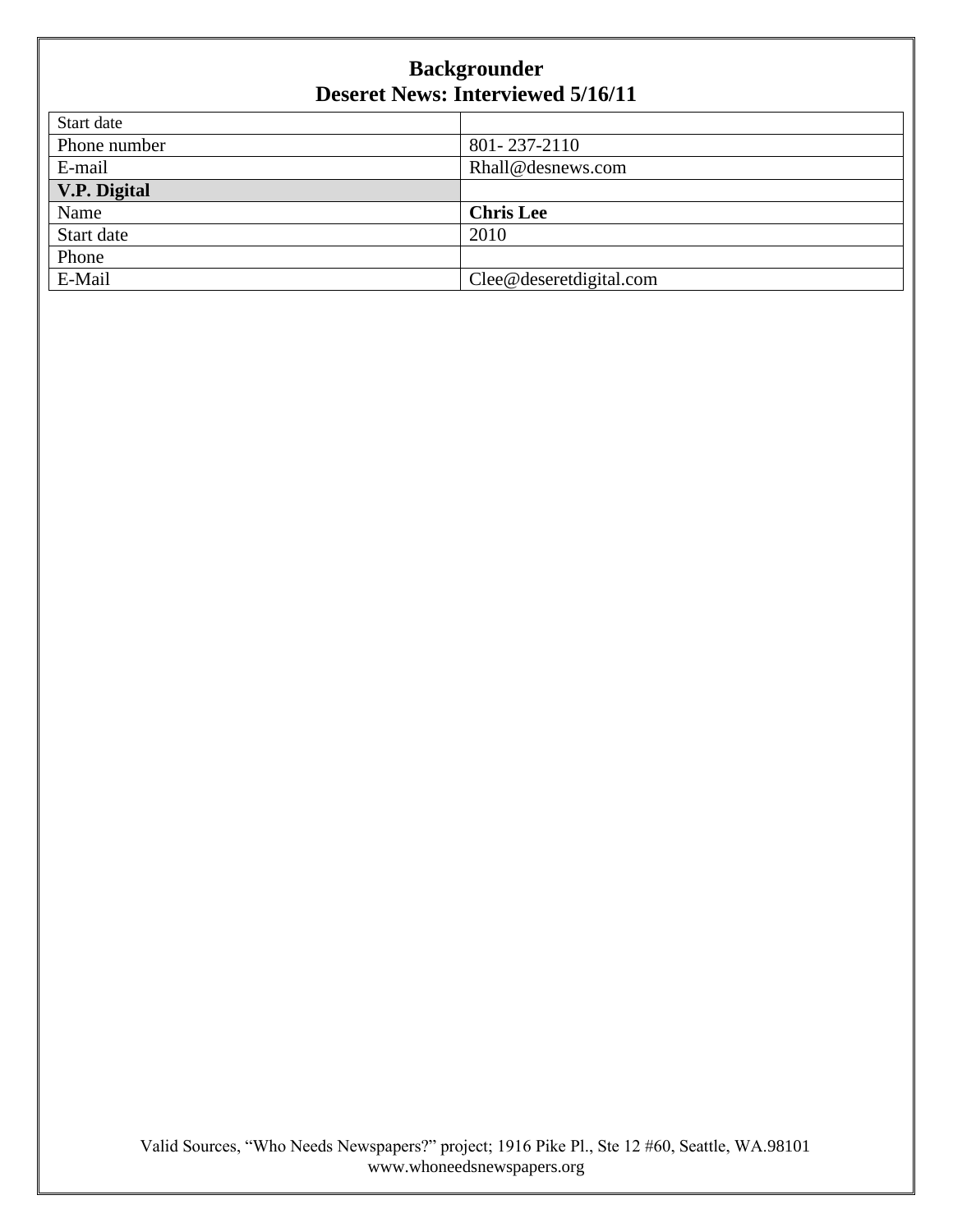## Backgrounder
## Deseret News: Interviewed 5/16/11

| | |
|---|---|
| Start date | |
| Phone number | 801- 237-2110 |
| E-mail | Rhall@desnews.com |
| **V.P. Digital** | |
| Name | **Chris Lee** |
| Start date | 2010 |
| Phone | |
| E-Mail | Clee@deseretdigital.com |

Valid Sources, "Who Needs Newspapers?" project; 1916 Pike Pl., Ste 12 #60, Seattle, WA.98101
www.whoneedsnewspapers.org